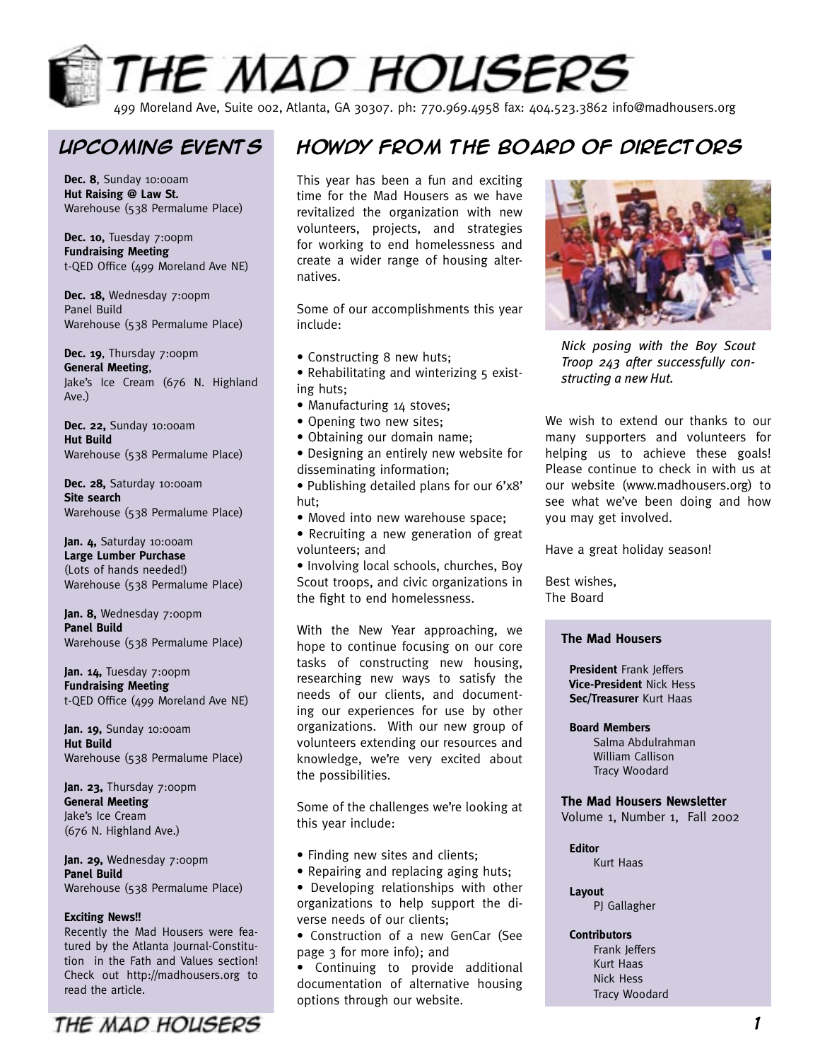# THE MAD HOUSERS

499 Moreland Ave, Suite 002, Atlanta, GA 30307. ph: 770.969.4958 fax: 404.523.3862 info@madhousers.org

## UPCOMING EVENTS

**Dec. 8**, Sunday 10:00am
**Hut Raising @ Law St.**
Warehouse (538 Permalume Place)

**Dec. 10,** Tuesday 7:00pm
**Fundraising Meeting**
t-QED Office (499 Moreland Ave NE)

**Dec. 18,** Wednesday 7:00pm
Panel Build
Warehouse (538 Permalume Place)

**Dec. 19**, Thursday 7:00pm
**General Meeting**,
Jake's Ice Cream (676 N. Highland Ave.)

**Dec. 22,** Sunday 10:00am
**Hut Build**
Warehouse (538 Permalume Place)

**Dec. 28,** Saturday 10:00am
**Site search**
Warehouse (538 Permalume Place)

**Jan. 4,** Saturday 10:00am
**Large Lumber Purchase**
(Lots of hands needed!)
Warehouse (538 Permalume Place)

**Jan. 8,** Wednesday 7:00pm
**Panel Build**
Warehouse (538 Permalume Place)

**Jan. 14,** Tuesday 7:00pm
**Fundraising Meeting**
t-QED Office (499 Moreland Ave NE)

**Jan. 19,** Sunday 10:00am
**Hut Build**
Warehouse (538 Permalume Place)

**Jan. 23,** Thursday 7:00pm
**General Meeting**
Jake's Ice Cream
(676 N. Highland Ave.)

**Jan. 29,** Wednesday 7:00pm
**Panel Build**
Warehouse (538 Permalume Place)

**Exciting News!!**
Recently the Mad Housers were featured by the Atlanta Journal-Constitution in the Fath and Values section! Check out http://madhousers.org to read the article.

## HOWDY FROM THE BOARD OF DIRECTORS

This year has been a fun and exciting time for the Mad Housers as we have revitalized the organization with new volunteers, projects, and strategies for working to end homelessness and create a wider range of housing alternatives.

Some of our accomplishments this year include:

- Constructing 8 new huts;
- Rehabilitating and winterizing 5 existing huts;
- Manufacturing 14 stoves;
- Opening two new sites;
- Obtaining our domain name;
- Designing an entirely new website for disseminating information;
- Publishing detailed plans for our 6'x8' hut;
- Moved into new warehouse space;
- Recruiting a new generation of great volunteers; and
- Involving local schools, churches, Boy Scout troops, and civic organizations in the fight to end homelessness.

With the New Year approaching, we hope to continue focusing on our core tasks of constructing new housing, researching new ways to satisfy the needs of our clients, and documenting our experiences for use by other organizations. With our new group of volunteers extending our resources and knowledge, we're very excited about the possibilities.

Some of the challenges we're looking at this year include:

- Finding new sites and clients;
- Repairing and replacing aging huts;
- Developing relationships with other organizations to help support the diverse needs of our clients;
- Construction of a new GenCar (See page 3 for more info); and
- Continuing to provide additional documentation of alternative housing options through our website.

*Nick posing with the Boy Scout Troop 243 after successfully constructing a new Hut.*

We wish to extend our thanks to our many supporters and volunteers for helping us to achieve these goals! Please continue to check in with us at our website (www.madhousers.org) to see what we've been doing and how you may get involved.

Have a great holiday season!

Best wishes,
The Board

**The Mad Housers**

**President** Frank Jeffers
**Vice-President** Nick Hess
**Sec/Treasurer** Kurt Haas

**Board Members**
Salma Abdulrahman
William Callison
Tracy Woodard

**The Mad Housers Newsletter**
Volume 1, Number 1, Fall 2002

**Editor**
Kurt Haas

**Layout**
PJ Gallagher

**Contributors**
Frank Jeffers
Kurt Haas
Nick Hess
Tracy Woodard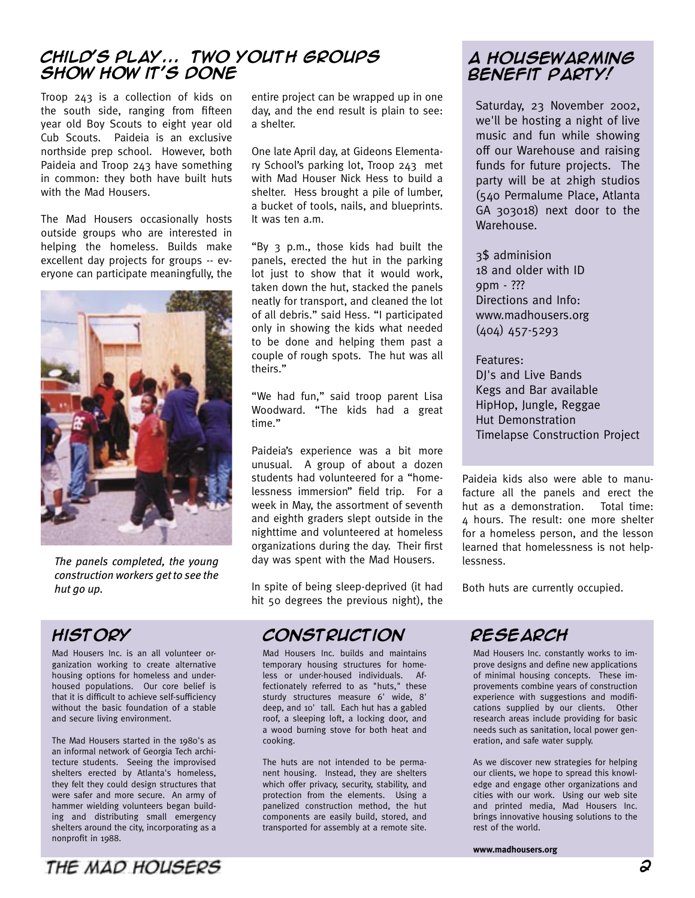## Child's Play... Two Youth Groups Show How It's Done

Troop 243 is a collection of kids on the south side, ranging from fifteen year old Boy Scouts to eight year old Cub Scouts. Paideia is an exclusive northside prep school. However, both Paideia and Troop 243 have something in common: they both have built huts with the Mad Housers.

The Mad Housers occasionally hosts outside groups who are interested in helping the homeless. Builds make excellent day projects for groups -- everyone can participate meaningfully, the entire project can be wrapped up in one day, and the end result is plain to see: a shelter.

*The panels completed, the young construction workers get to see the hut go up.*

One late April day, at Gideons Elementary School's parking lot, Troop 243 met with Mad Houser Nick Hess to build a shelter. Hess brought a pile of lumber, a bucket of tools, nails, and blueprints. It was ten a.m.

"By 3 p.m., those kids had built the panels, erected the hut in the parking lot just to show that it would work, taken down the hut, stacked the panels neatly for transport, and cleaned the lot of all debris." said Hess. "I participated only in showing the kids what needed to be done and helping them past a couple of rough spots. The hut was all theirs."

"We had fun," said troop parent Lisa Woodward. "The kids had a great time."

Paideia's experience was a bit more unusual. A group of about a dozen students had volunteered for a "homelessness immersion" field trip. For a week in May, the assortment of seventh and eighth graders slept outside in the nighttime and volunteered at homeless organizations during the day. Their first day was spent with the Mad Housers.

In spite of being sleep-deprived (it had hit 50 degrees the previous night), the Paideia kids also were able to manufacture all the panels and erect the hut as a demonstration. Total time: 4 hours. The result: one more shelter for a homeless person, and the lesson learned that homelessness is not helplessness.

Both huts are currently occupied.

## A Housewarming Benefit Party!

Saturday, 23 November 2002, we'll be hosting a night of live music and fun while showing off our Warehouse and raising funds for future projects. The party will be at 2high studios (540 Permalume Place, Atlanta GA 303018) next door to the Warehouse.

3$ adminision
18 and older with ID
9pm - ???
Directions and Info:
www.madhousers.org
(404) 457-5293

Features:
DJ's and Live Bands
Kegs and Bar available
HipHop, Jungle, Reggae
Hut Demonstration
Timelapse Construction Project

## History

Mad Housers Inc. is an all volunteer organization working to create alternative housing options for homeless and underhoused populations. Our core belief is that it is difficult to achieve self-sufficiency without the basic foundation of a stable and secure living environment.

The Mad Housers started in the 1980's as an informal network of Georgia Tech architecture students. Seeing the improvised shelters erected by Atlanta's homeless, they felt they could design structures that were safer and more secure. An army of hammer wielding volunteers began building and distributing small emergency shelters around the city, incorporating as a nonprofit in 1988.

## Construction

Mad Housers Inc. builds and maintains temporary housing structures for homeless or under-housed individuals. Affectionately referred to as "huts," these sturdy structures measure 6' wide, 8' deep, and 10' tall. Each hut has a gabled roof, a sleeping loft, a locking door, and a wood burning stove for both heat and cooking.

The huts are not intended to be permanent housing. Instead, they are shelters which offer privacy, security, stability, and protection from the elements. Using a panelized construction method, the hut components are easily build, stored, and transported for assembly at a remote site.

## Research

Mad Housers Inc. constantly works to improve designs and define new applications of minimal housing concepts. These improvements combine years of construction experience with suggestions and modifications supplied by our clients. Other research areas include providing for basic needs such as sanitation, local power generation, and safe water supply.

As we discover new strategies for helping our clients, we hope to spread this knowledge and engage other organizations and cities with our work. Using our web site and printed media, Mad Housers Inc. brings innovative housing solutions to the rest of the world.

**www.madhousers.org**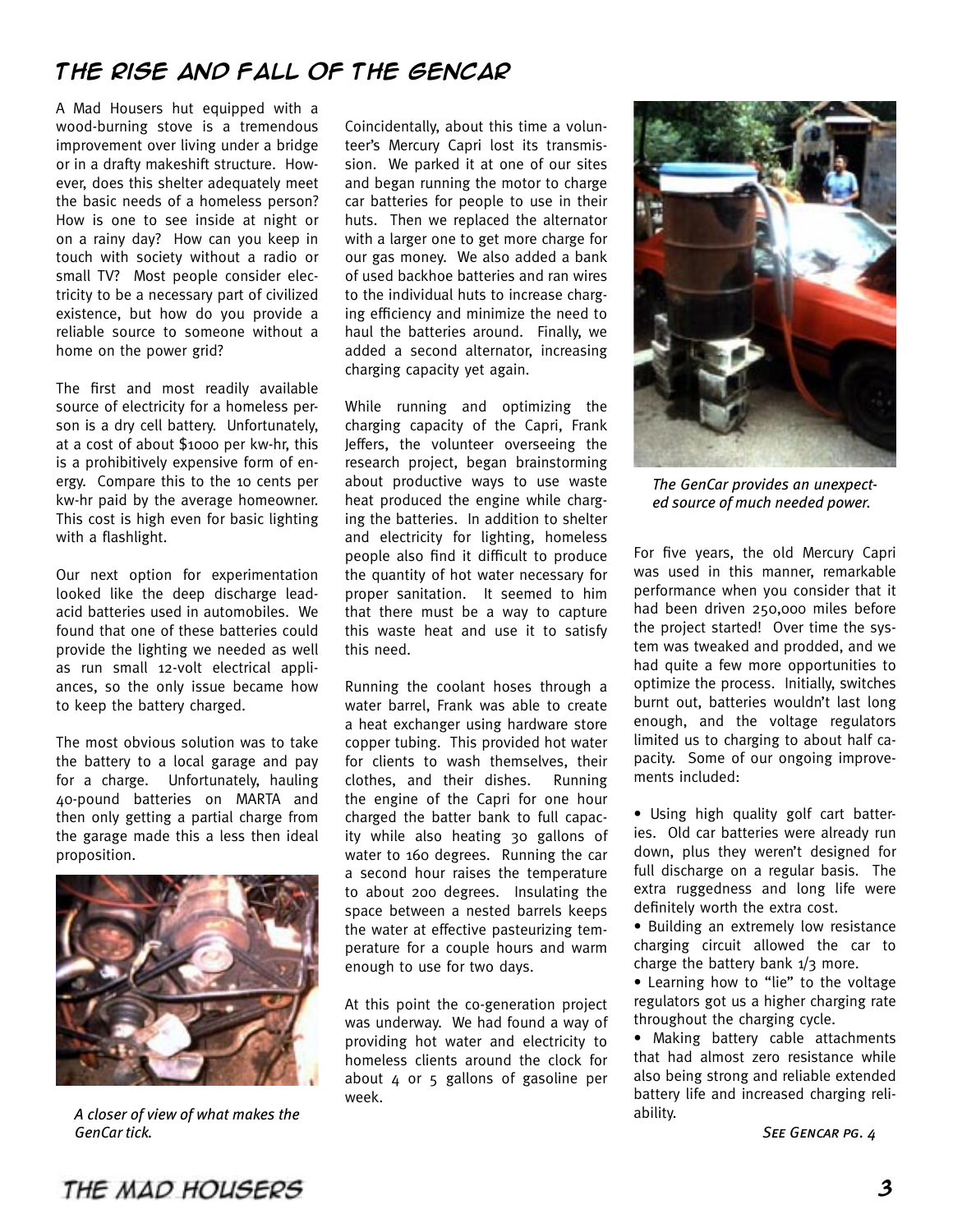# The Rise and Fall of the GenCar

A Mad Housers hut equipped with a wood-burning stove is a tremendous improvement over living under a bridge or in a drafty makeshift structure. However, does this shelter adequately meet the basic needs of a homeless person? How is one to see inside at night or on a rainy day? How can you keep in touch with society without a radio or small TV? Most people consider electricity to be a necessary part of civilized existence, but how do you provide a reliable source to someone without a home on the power grid?

The first and most readily available source of electricity for a homeless person is a dry cell battery. Unfortunately, at a cost of about $1000 per kw-hr, this is a prohibitively expensive form of energy. Compare this to the 10 cents per kw-hr paid by the average homeowner. This cost is high even for basic lighting with a flashlight.

Our next option for experimentation looked like the deep discharge lead-acid batteries used in automobiles. We found that one of these batteries could provide the lighting we needed as well as run small 12-volt electrical appliances, so the only issue became how to keep the battery charged.

The most obvious solution was to take the battery to a local garage and pay for a charge. Unfortunately, hauling 40-pound batteries on MARTA and then only getting a partial charge from the garage made this a less then ideal proposition.

*A closer of view of what makes the GenCar tick.*

Coincidentally, about this time a volunteer's Mercury Capri lost its transmission. We parked it at one of our sites and began running the motor to charge car batteries for people to use in their huts. Then we replaced the alternator with a larger one to get more charge for our gas money. We also added a bank of used backhoe batteries and ran wires to the individual huts to increase charging efficiency and minimize the need to haul the batteries around. Finally, we added a second alternator, increasing charging capacity yet again.

While running and optimizing the charging capacity of the Capri, Frank Jeffers, the volunteer overseeing the research project, began brainstorming about productive ways to use waste heat produced the engine while charging the batteries. In addition to shelter and electricity for lighting, homeless people also find it difficult to produce the quantity of hot water necessary for proper sanitation. It seemed to him that there must be a way to capture this waste heat and use it to satisfy this need.

Running the coolant hoses through a water barrel, Frank was able to create a heat exchanger using hardware store copper tubing. This provided hot water for clients to wash themselves, their clothes, and their dishes. Running the engine of the Capri for one hour charged the batter bank to full capacity while also heating 30 gallons of water to 160 degrees. Running the car a second hour raises the temperature to about 200 degrees. Insulating the space between a nested barrels keeps the water at effective pasteurizing temperature for a couple hours and warm enough to use for two days.

At this point the co-generation project was underway. We had found a way of providing hot water and electricity to homeless clients around the clock for about 4 or 5 gallons of gasoline per week.

*The GenCar provides an unexpected source of much needed power.*

For five years, the old Mercury Capri was used in this manner, remarkable performance when you consider that it had been driven 250,000 miles before the project started! Over time the system was tweaked and prodded, and we had quite a few more opportunities to optimize the process. Initially, switches burnt out, batteries wouldn't last long enough, and the voltage regulators limited us to charging to about half capacity. Some of our ongoing improvements included:

- Using high quality golf cart batteries. Old car batteries were already run down, plus they weren't designed for full discharge on a regular basis. The extra ruggedness and long life were definitely worth the extra cost.
- Building an extremely low resistance charging circuit allowed the car to charge the battery bank 1/3 more.
- Learning how to "lie" to the voltage regulators got us a higher charging rate throughout the charging cycle.
- Making battery cable attachments that had almost zero resistance while also being strong and reliable extended battery life and increased charging reliability.

*See GenCar pg. 4*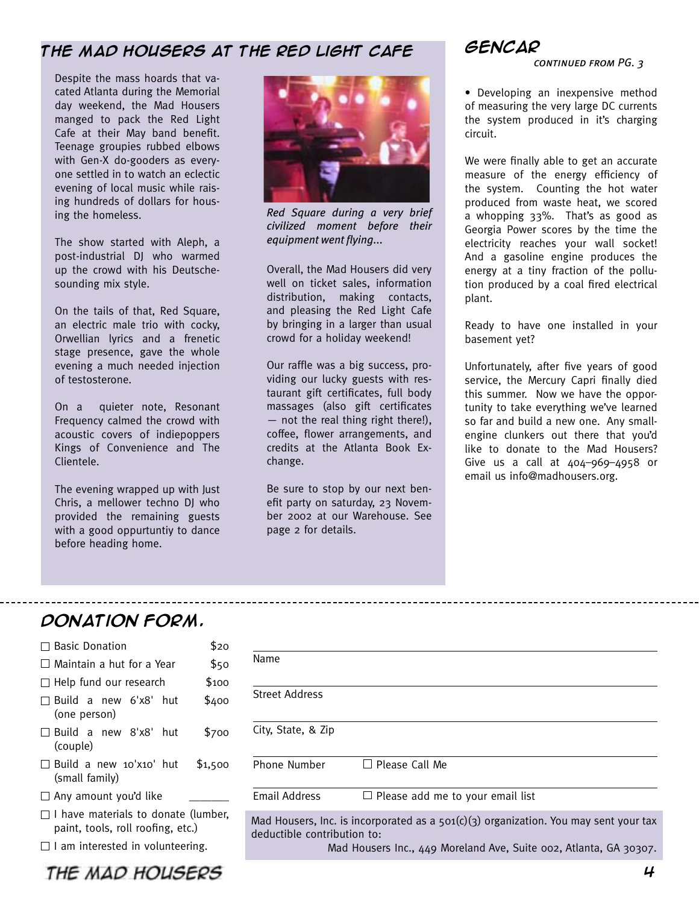## The Mad Housers at the Red Light Cafe

Despite the mass hoards that vacated Atlanta during the Memorial day weekend, the Mad Housers manged to pack the Red Light Cafe at their May band benefit. Teenage groupies rubbed elbows with Gen-X do-gooders as everyone settled in to watch an eclectic evening of local music while raising hundreds of dollars for housing the homeless.

The show started with Aleph, a post-industrial DJ who warmed up the crowd with his Deutsche-sounding mix style.

On the tails of that, Red Square, an electric male trio with cocky, Orwellian lyrics and a frenetic stage presence, gave the whole evening a much needed injection of testosterone.

On a quieter note, Resonant Frequency calmed the crowd with acoustic covers of indiepoppers Kings of Convenience and The Clientele.

The evening wrapped up with Just Chris, a mellower techno DJ who provided the remaining guests with a good oppurtuntiy to dance before heading home.

*Red Square during a very brief civilized moment before their equipment went flying...*

Overall, the Mad Housers did very well on ticket sales, information distribution, making contacts, and pleasing the Red Light Cafe by bringing in a larger than usual crowd for a holiday weekend!

Our raffle was a big success, providing our lucky guests with restaurant gift certificates, full body massages (also gift certificates — not the real thing right there!), coffee, flower arrangements, and credits at the Atlanta Book Exchange.

Be sure to stop by our next benefit party on saturday, 23 November 2002 at our Warehouse. See page 2 for details.

## GenCar

*continued from pg. 3*

• Developing an inexpensive method of measuring the very large DC currents the system produced in it's charging circuit.

We were finally able to get an accurate measure of the energy efficiency of the system. Counting the hot water produced from waste heat, we scored a whopping 33%. That's as good as Georgia Power scores by the time the electricity reaches your wall socket! And a gasoline engine produces the energy at a tiny fraction of the pollution produced by a coal fired electrical plant.

Ready to have one installed in your basement yet?

Unfortunately, after five years of good service, the Mercury Capri finally died this summer. Now we have the opportunity to take everything we've learned so far and build a new one. Any small-engine clunkers out there that you'd like to donate to the Mad Housers? Give us a call at 404–969–4958 or email us info@madhousers.org.

## Donation Form.

| | |
|---|---|
| ☐ Basic Donation | $20 |
| ☐ Maintain a hut for a Year | $50 |
| ☐ Help fund our research | $100 |
| ☐ Build a new 6'x8' hut (one person) | $400 |
| ☐ Build a new 8'x8' hut (couple) | $700 |
| ☐ Build a new 10'x10' hut (small family) | $1,500 |
| ☐ Any amount you'd like | _______ |

☐ I have materials to donate (lumber, paint, tools, roll roofing, etc.)

☐ I am interested in volunteering.

Name

Street Address

City, State, & Zip

Phone Number ☐ Please Call Me

Email Address ☐ Please add me to your email list

Mad Housers, Inc. is incorporated as a 501(c)(3) organization. You may sent your tax deductible contribution to:

Mad Housers Inc., 449 Moreland Ave, Suite 002, Atlanta, GA 30307.